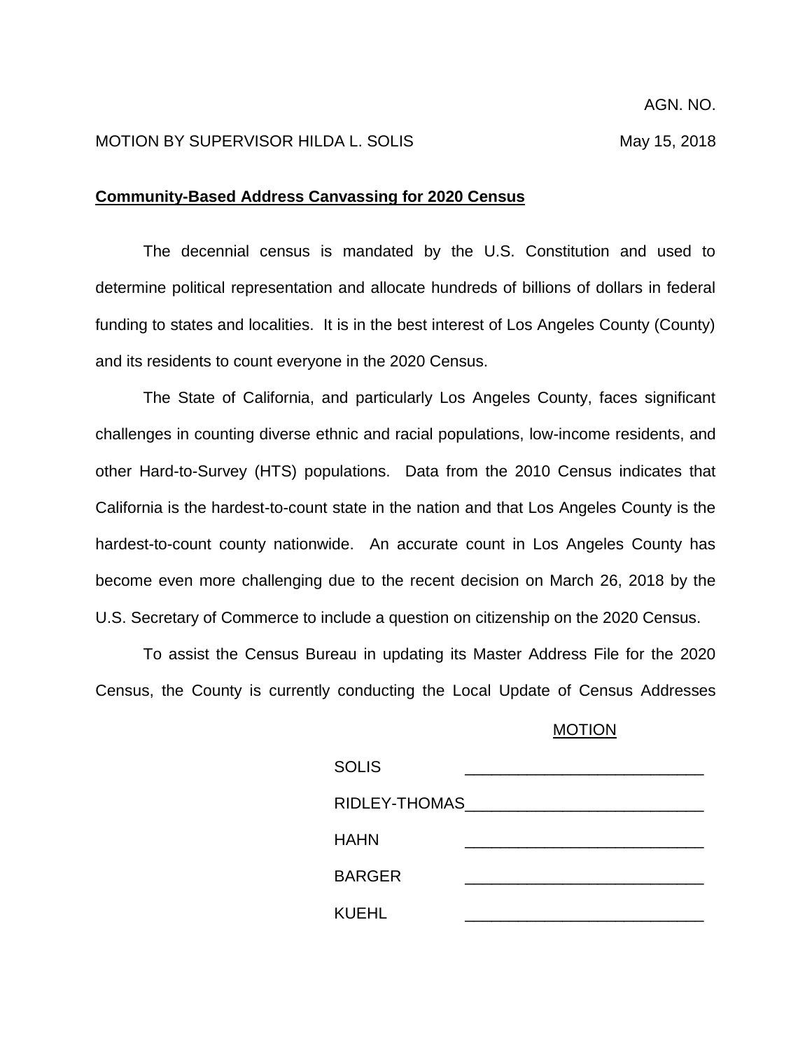AGN. NO.

MOTION BY SUPERVISOR HILDA L. SOLIS May 15, 2018

**Community-Based Address Canvassing for 2020 Census**

The decennial census is mandated by the U.S. Constitution and used to determine political representation and allocate hundreds of billions of dollars in federal funding to states and localities. It is in the best interest of Los Angeles County (County) and its residents to count everyone in the 2020 Census.

The State of California, and particularly Los Angeles County, faces significant challenges in counting diverse ethnic and racial populations, low-income residents, and other Hard-to-Survey (HTS) populations. Data from the 2010 Census indicates that California is the hardest-to-count state in the nation and that Los Angeles County is the hardest-to-count county nationwide. An accurate count in Los Angeles County has become even more challenging due to the recent decision on March 26, 2018 by the U.S. Secretary of Commerce to include a question on citizenship on the 2020 Census.

To assist the Census Bureau in updating its Master Address File for the 2020 Census, the County is currently conducting the Local Update of Census Addresses

| MOTION | |
|---|---|
| SOLIS | ______________________ |
| RIDLEY-THOMAS | ______________________ |
| HAHN | ______________________ |
| BARGER | ______________________ |
| KUEHL | ______________________ |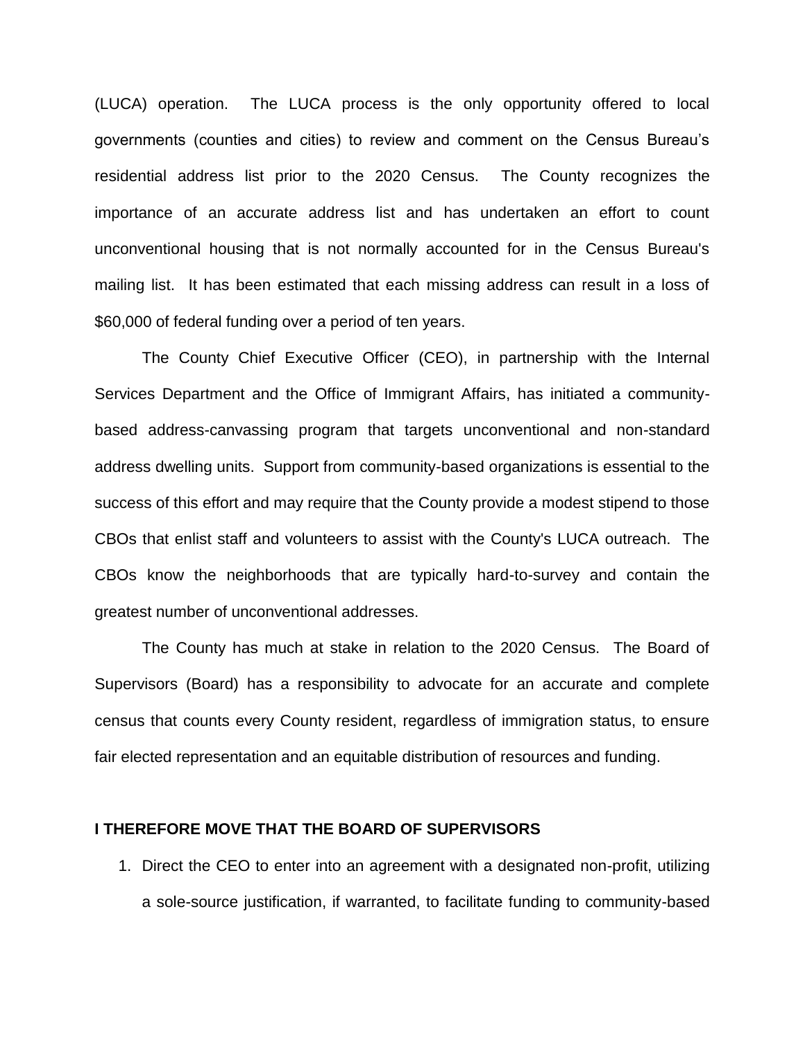(LUCA) operation. The LUCA process is the only opportunity offered to local governments (counties and cities) to review and comment on the Census Bureau's residential address list prior to the 2020 Census. The County recognizes the importance of an accurate address list and has undertaken an effort to count unconventional housing that is not normally accounted for in the Census Bureau's mailing list. It has been estimated that each missing address can result in a loss of $60,000 of federal funding over a period of ten years.

The County Chief Executive Officer (CEO), in partnership with the Internal Services Department and the Office of Immigrant Affairs, has initiated a community-based address-canvassing program that targets unconventional and non-standard address dwelling units. Support from community-based organizations is essential to the success of this effort and may require that the County provide a modest stipend to those CBOs that enlist staff and volunteers to assist with the County's LUCA outreach. The CBOs know the neighborhoods that are typically hard-to-survey and contain the greatest number of unconventional addresses.

The County has much at stake in relation to the 2020 Census. The Board of Supervisors (Board) has a responsibility to advocate for an accurate and complete census that counts every County resident, regardless of immigration status, to ensure fair elected representation and an equitable distribution of resources and funding.

**I THEREFORE MOVE THAT THE BOARD OF SUPERVISORS**

1. Direct the CEO to enter into an agreement with a designated non-profit, utilizing a sole-source justification, if warranted, to facilitate funding to community-based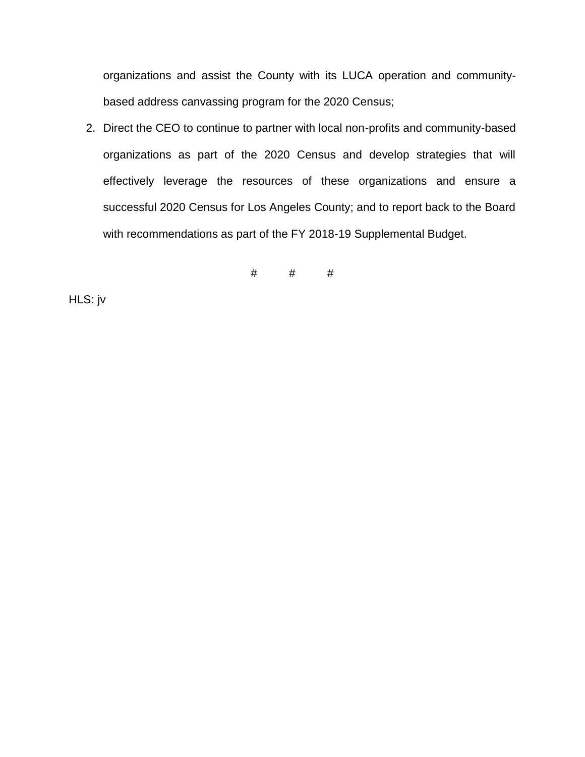organizations and assist the County with its LUCA operation and community-based address canvassing program for the 2020 Census;

2. Direct the CEO to continue to partner with local non-profits and community-based organizations as part of the 2020 Census and develop strategies that will effectively leverage the resources of these organizations and ensure a successful 2020 Census for Los Angeles County; and to report back to the Board with recommendations as part of the FY 2018-19 Supplemental Budget.

# # #

HLS: jv